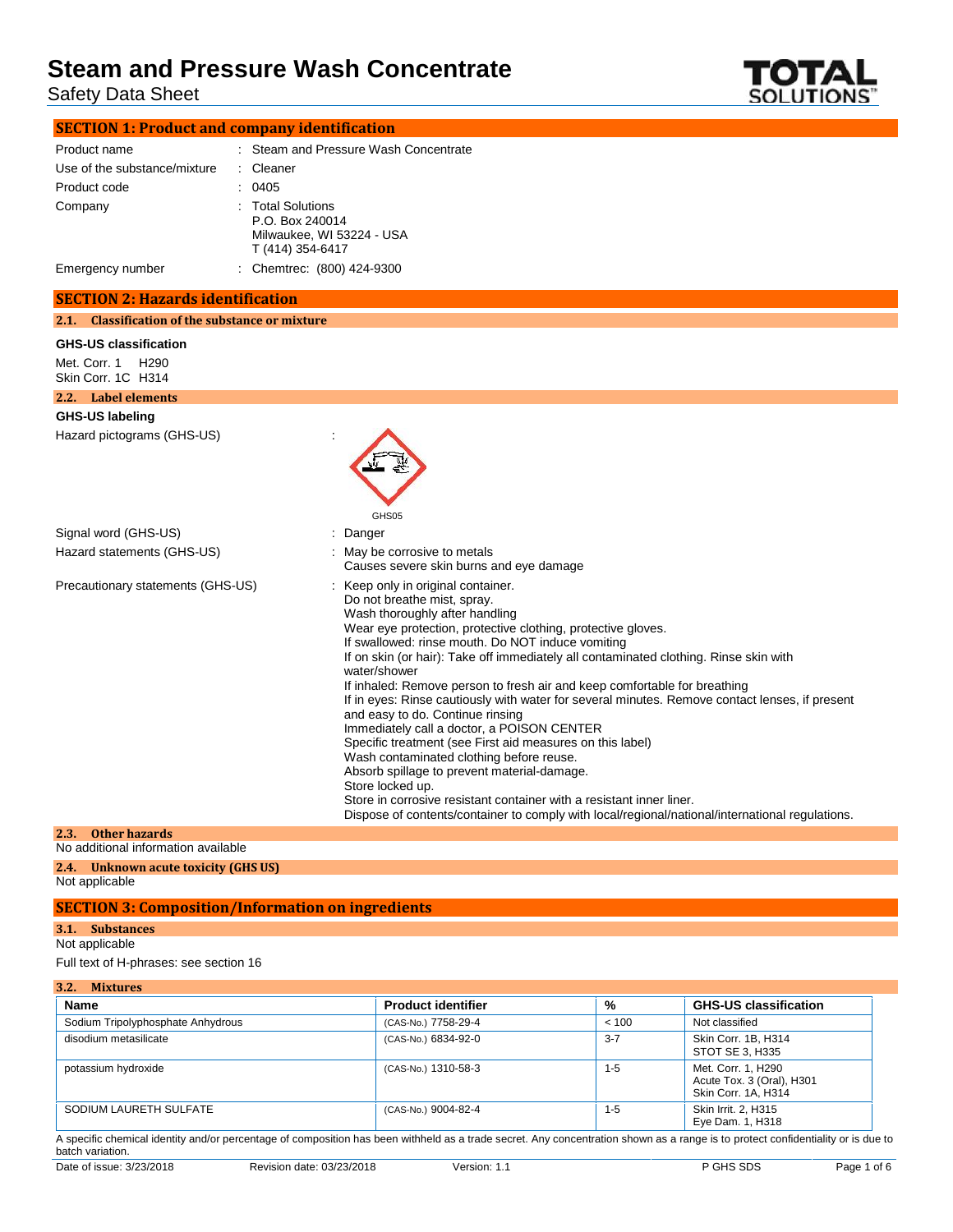# Steam and Pressure Wash Concentrate

Safety Data Sheet

## SECTION 1: Product and company identification

| | | |
|---|---|---|
| Product name | : | Steam and Pressure Wash Concentrate |
| Use of the substance/mixture | : | Cleaner |
| Product code | : | 0405 |
| Company | : | Total Solutions<br>P.O. Box 240014<br>Milwaukee, WI 53224 - USA<br>T (414) 354-6417 |
| Emergency number | : | Chemtrec: (800) 424-9300 |

## SECTION 2: Hazards identification

### 2.1. Classification of the substance or mixture

**GHS-US classification**

Met. Corr. 1 H290
Skin Corr. 1C H314

### 2.2. Label elements

**GHS-US labeling**

Hazard pictograms (GHS-US) :

GHS05

Signal word (GHS-US) : Danger

Hazard statements (GHS-US) : May be corrosive to metals
Causes severe skin burns and eye damage

Precautionary statements (GHS-US) : Keep only in original container.
Do not breathe mist, spray.
Wash thoroughly after handling
Wear eye protection, protective clothing, protective gloves.
If swallowed: rinse mouth. Do NOT induce vomiting
If on skin (or hair): Take off immediately all contaminated clothing. Rinse skin with water/shower
If inhaled: Remove person to fresh air and keep comfortable for breathing
If in eyes: Rinse cautiously with water for several minutes. Remove contact lenses, if present and easy to do. Continue rinsing
Immediately call a doctor, a POISON CENTER
Specific treatment (see First aid measures on this label)
Wash contaminated clothing before reuse.
Absorb spillage to prevent material-damage.
Store locked up.
Store in corrosive resistant container with a resistant inner liner.
Dispose of contents/container to comply with local/regional/national/international regulations.

### 2.3. Other hazards

No additional information available

### 2.4. Unknown acute toxicity (GHS US)

Not applicable

## SECTION 3: Composition/Information on ingredients

### 3.1. Substances

Not applicable

Full text of H-phrases: see section 16

### 3.2. Mixtures

| Name | Product identifier | % | GHS-US classification |
|---|---|---|---|
| Sodium Tripolyphosphate Anhydrous | (CAS-No.) 7758-29-4 | < 100 | Not classified |
| disodium metasilicate | (CAS-No.) 6834-92-0 | 3-7 | Skin Corr. 1B, H314<br>STOT SE 3, H335 |
| potassium hydroxide | (CAS-No.) 1310-58-3 | 1-5 | Met. Corr. 1, H290<br>Acute Tox. 3 (Oral), H301<br>Skin Corr. 1A, H314 |
| SODIUM LAURETH SULFATE | (CAS-No.) 9004-82-4 | 1-5 | Skin Irrit. 2, H315<br>Eye Dam. 1, H318 |

A specific chemical identity and/or percentage of composition has been withheld as a trade secret. Any concentration shown as a range is to protect confidentiality or is due to batch variation.

Date of issue: 3/23/2018 Revision date: 03/23/2018 Version: 1.1 P GHS SDS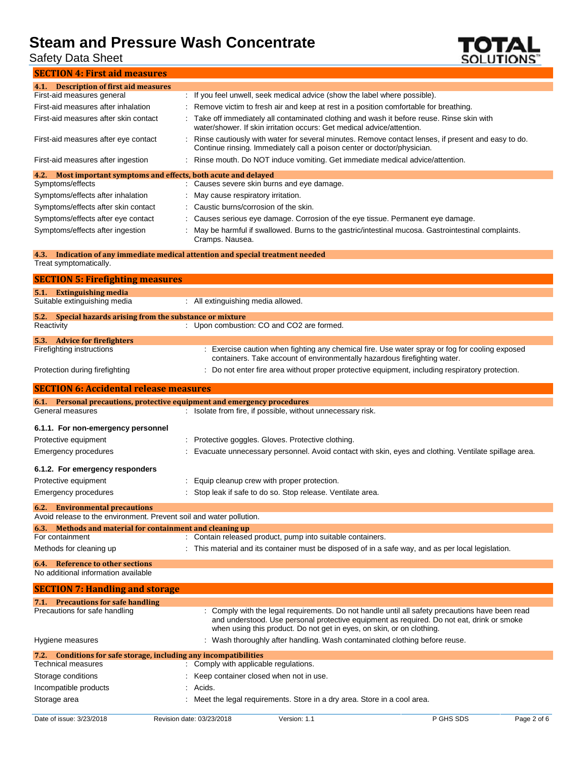## SECTION 4: First aid measures

### 4.1. Description of first aid measures

| | |
|---|---|
| First-aid measures general | : If you feel unwell, seek medical advice (show the label where possible). |
| First-aid measures after inhalation | : Remove victim to fresh air and keep at rest in a position comfortable for breathing. |
| First-aid measures after skin contact | : Take off immediately all contaminated clothing and wash it before reuse. Rinse skin with water/shower. If skin irritation occurs: Get medical advice/attention. |
| First-aid measures after eye contact | : Rinse cautiously with water for several minutes. Remove contact lenses, if present and easy to do. Continue rinsing. Immediately call a poison center or doctor/physician. |
| First-aid measures after ingestion | : Rinse mouth. Do NOT induce vomiting. Get immediate medical advice/attention. |

### 4.2. Most important symptoms and effects, both acute and delayed

| | |
|---|---|
| Symptoms/effects | : Causes severe skin burns and eye damage. |
| Symptoms/effects after inhalation | : May cause respiratory irritation. |
| Symptoms/effects after skin contact | : Caustic burns/corrosion of the skin. |
| Symptoms/effects after eye contact | : Causes serious eye damage. Corrosion of the eye tissue. Permanent eye damage. |
| Symptoms/effects after ingestion | : May be harmful if swallowed. Burns to the gastric/intestinal mucosa. Gastrointestinal complaints. Cramps. Nausea. |

### 4.3. Indication of any immediate medical attention and special treatment needed

Treat symptomatically.

## SECTION 5: Firefighting measures

### 5.1. Extinguishing media

| | |
|---|---|
| Suitable extinguishing media | : All extinguishing media allowed. |

### 5.2. Special hazards arising from the substance or mixture

| | |
|---|---|
| Reactivity | : Upon combustion: CO and $CO_2$ are formed. |

### 5.3. Advice for firefighters

| | |
|---|---|
| Firefighting instructions | : Exercise caution when fighting any chemical fire. Use water spray or fog for cooling exposed containers. Take account of environmentally hazardous firefighting water. |
| Protection during firefighting | : Do not enter fire area without proper protective equipment, including respiratory protection. |

## SECTION 6: Accidental release measures

### 6.1. Personal precautions, protective equipment and emergency procedures

| | |
|---|---|
| General measures | : Isolate from fire, if possible, without unnecessary risk. |

#### 6.1.1. For non-emergency personnel

| | |
|---|---|
| Protective equipment | : Protective goggles. Gloves. Protective clothing. |
| Emergency procedures | : Evacuate unnecessary personnel. Avoid contact with skin, eyes and clothing. Ventilate spillage area. |

#### 6.1.2. For emergency responders

| | |
|---|---|
| Protective equipment | : Equip cleanup crew with proper protection. |
| Emergency procedures | : Stop leak if safe to do so. Stop release. Ventilate area. |

### 6.2. Environmental precautions

Avoid release to the environment. Prevent soil and water pollution.

### 6.3. Methods and material for containment and cleaning up

| | |
|---|---|
| For containment | : Contain released product, pump into suitable containers. |
| Methods for cleaning up | : This material and its container must be disposed of in a safe way, and as per local legislation. |

### 6.4. Reference to other sections

No additional information available

## SECTION 7: Handling and storage

### 7.1. Precautions for safe handling

| | |
|---|---|
| Precautions for safe handling | : Comply with the legal requirements. Do not handle until all safety precautions have been read and understood. Use personal protective equipment as required. Do not eat, drink or smoke when using this product. Do not get in eyes, on skin, or on clothing. |
| Hygiene measures | : Wash thoroughly after handling. Wash contaminated clothing before reuse. |

### 7.2. Conditions for safe storage, including any incompatibilities

| | |
|---|---|
| Technical measures | : Comply with applicable regulations. |
| Storage conditions | : Keep container closed when not in use. |
| Incompatible products | : Acids. |
| Storage area | : Meet the legal requirements. Store in a dry area. Store in a cool area. |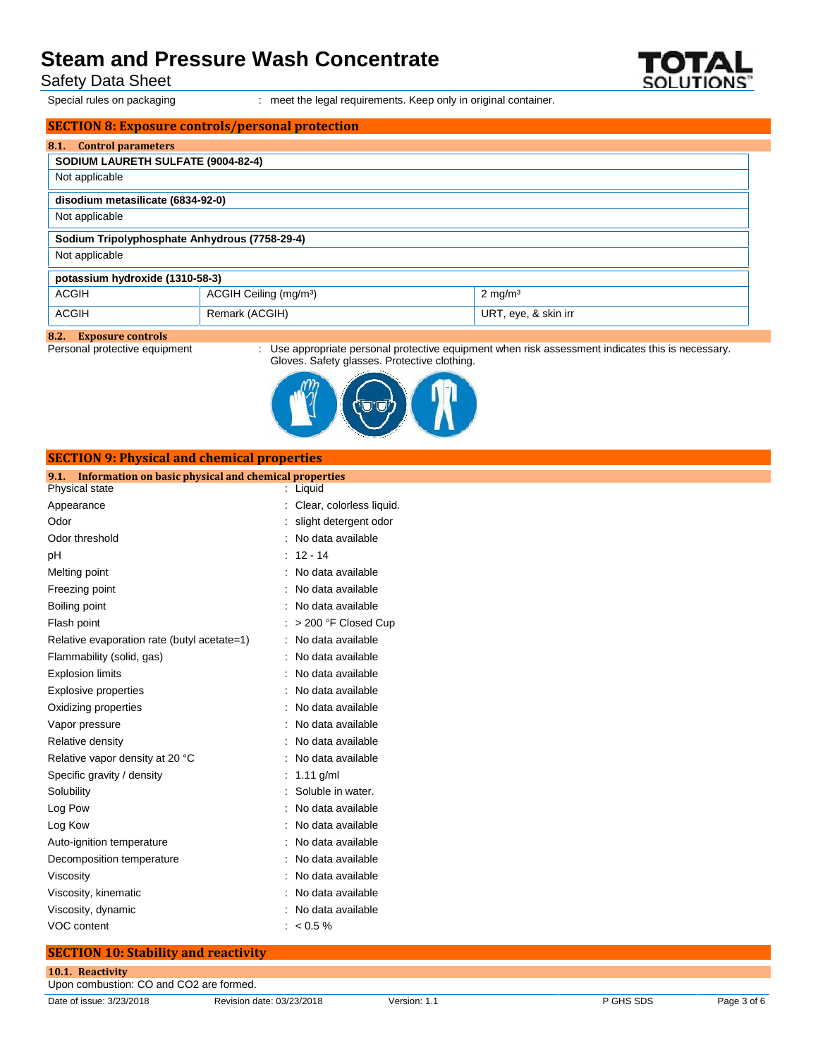Special rules on packaging : meet the legal requirements. Keep only in original container.

## SECTION 8: Exposure controls/personal protection

### 8.1. Control parameters

| SODIUM LAURETH SULFATE (9004-82-4) |
|---|
| Not applicable |

| disodium metasilicate (6834-92-0) |
|---|
| Not applicable |

| Sodium Tripolyphosphate Anhydrous (7758-29-4) |
|---|
| Not applicable |

| potassium hydroxide (1310-58-3) | | |
|---|---|---|
| ACGIH | ACGIH Ceiling (mg/m³) | 2 mg/m³ |
| ACGIH | Remark (ACGIH) | URT, eye, & skin irr |

### 8.2. Exposure controls

Personal protective equipment : Use appropriate personal protective equipment when risk assessment indicates this is necessary. Gloves. Safety glasses. Protective clothing.

## SECTION 9: Physical and chemical properties

### 9.1. Information on basic physical and chemical properties

| | |
|---|---|
| Physical state | : Liquid |
| Appearance | : Clear, colorless liquid. |
| Odor | : slight detergent odor |
| Odor threshold | : No data available |
| pH | : 12 - 14 |
| Melting point | : No data available |
| Freezing point | : No data available |
| Boiling point | : No data available |
| Flash point | : > 200 °F Closed Cup |
| Relative evaporation rate (butyl acetate=1) | : No data available |
| Flammability (solid, gas) | : No data available |
| Explosion limits | : No data available |
| Explosive properties | : No data available |
| Oxidizing properties | : No data available |
| Vapor pressure | : No data available |
| Relative density | : No data available |
| Relative vapor density at 20 °C | : No data available |
| Specific gravity / density | : 1.11 g/ml |
| Solubility | : Soluble in water. |
| Log Pow | : No data available |
| Log Kow | : No data available |
| Auto-ignition temperature | : No data available |
| Decomposition temperature | : No data available |
| Viscosity | : No data available |
| Viscosity, kinematic | : No data available |
| Viscosity, dynamic | : No data available |
| VOC content | : < 0.5 % |

## SECTION 10: Stability and reactivity

### 10.1. Reactivity

Upon combustion: CO and $CO_2$ are formed.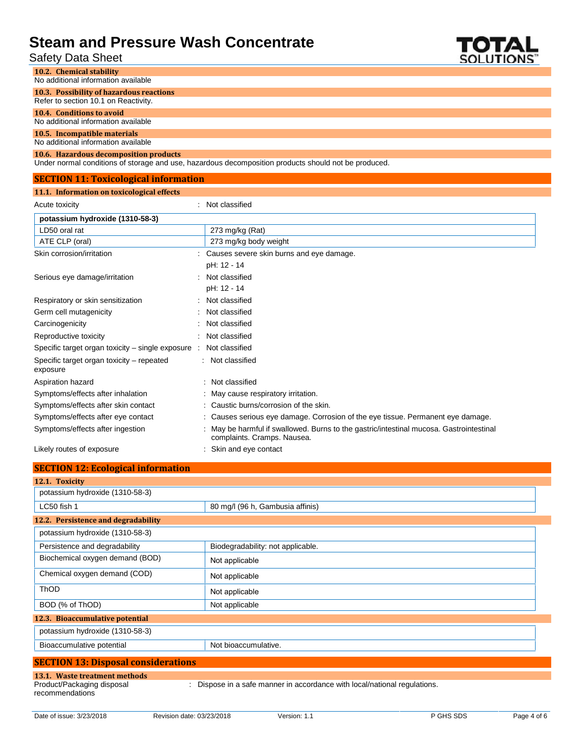#### 10.2. Chemical stability

No additional information available

#### 10.3. Possibility of hazardous reactions

Refer to section 10.1 on Reactivity.

#### 10.4. Conditions to avoid

No additional information available

#### 10.5. Incompatible materials

No additional information available

#### 10.6. Hazardous decomposition products

Under normal conditions of storage and use, hazardous decomposition products should not be produced.

## SECTION 11: Toxicological information

#### 11.1. Information on toxicological effects

Acute toxicity : Not classified

| potassium hydroxide (1310-58-3) | |
|---|---|
| LD50 oral rat | 273 mg/kg (Rat) |
| ATE CLP (oral) | 273 mg/kg body weight |

Skin corrosion/irritation : Causes severe skin burns and eye damage.
pH: 12 - 14

Serious eye damage/irritation : Not classified
pH: 12 - 14

Respiratory or skin sensitization : Not classified

Germ cell mutagenicity : Not classified

Carcinogenicity : Not classified

Reproductive toxicity : Not classified

Specific target organ toxicity – single exposure : Not classified

Specific target organ toxicity – repeated exposure : Not classified

Aspiration hazard : Not classified

Symptoms/effects after inhalation : May cause respiratory irritation.

Symptoms/effects after skin contact : Caustic burns/corrosion of the skin.

Symptoms/effects after eye contact : Causes serious eye damage. Corrosion of the eye tissue. Permanent eye damage.

Symptoms/effects after ingestion : May be harmful if swallowed. Burns to the gastric/intestinal mucosa. Gastrointestinal complaints. Cramps. Nausea.

Likely routes of exposure : Skin and eye contact

## SECTION 12: Ecological information

#### 12.1. Toxicity

| potassium hydroxide (1310-58-3) | |
|---|---|
| LC50 fish 1 | 80 mg/l (96 h, Gambusia affinis) |

#### 12.2. Persistence and degradability

| potassium hydroxide (1310-58-3) | |
|---|---|
| Persistence and degradability | Biodegradability: not applicable. |
| Biochemical oxygen demand (BOD) | Not applicable |
| Chemical oxygen demand (COD) | Not applicable |
| ThOD | Not applicable |
| BOD (% of ThOD) | Not applicable |

#### 12.3. Bioaccumulative potential

| potassium hydroxide (1310-58-3) | |
|---|---|
| Bioaccumulative potential | Not bioaccumulative. |

## SECTION 13: Disposal considerations

#### 13.1. Waste treatment methods

Product/Packaging disposal recommendations : Dispose in a safe manner in accordance with local/national regulations.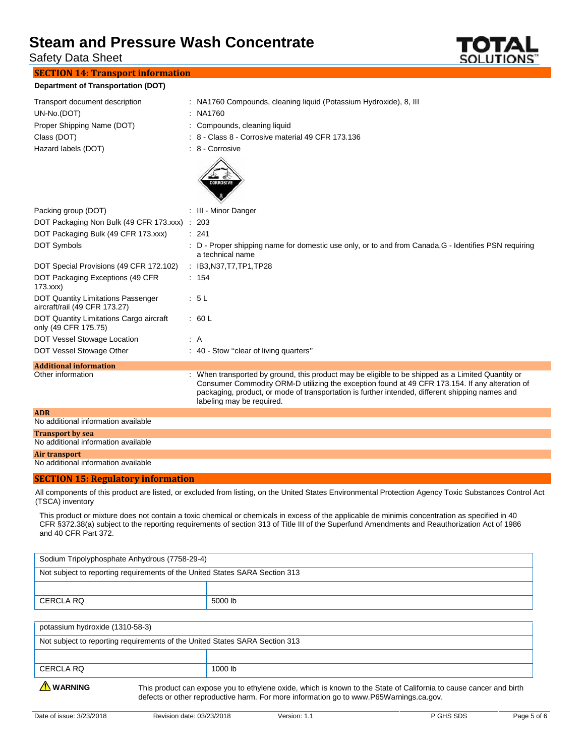## SECTION 14: Transport information

**Department of Transportation (DOT)**

| | |
|---|---|
| Transport document description | : NA1760 Compounds, cleaning liquid (Potassium Hydroxide), 8, III |
| UN-No.(DOT) | : NA1760 |
| Proper Shipping Name (DOT) | : Compounds, cleaning liquid |
| Class (DOT) | : 8 - Class 8 - Corrosive material 49 CFR 173.136 |
| Hazard labels (DOT) | : 8 - Corrosive |
| Packing group (DOT) | : III - Minor Danger |
| DOT Packaging Non Bulk (49 CFR 173.xxx) | : 203 |
| DOT Packaging Bulk (49 CFR 173.xxx) | : 241 |
| DOT Symbols | : D - Proper shipping name for domestic use only, or to and from Canada,G - Identifies PSN requiring a technical name |
| DOT Special Provisions (49 CFR 172.102) | : IB3,N37,T7,TP1,TP28 |
| DOT Packaging Exceptions (49 CFR 173.xxx) | : 154 |
| DOT Quantity Limitations Passenger aircraft/rail (49 CFR 173.27) | : 5 L |
| DOT Quantity Limitations Cargo aircraft only (49 CFR 175.75) | : 60 L |
| DOT Vessel Stowage Location | : A |
| DOT Vessel Stowage Other | : 40 - Stow ''clear of living quarters'' |

**Additional information**

Other information : When transported by ground, this product may be eligible to be shipped as a Limited Quantity or Consumer Commodity ORM-D utilizing the exception found at 49 CFR 173.154. If any alteration of packaging, product, or mode of transportation is further intended, different shipping names and labeling may be required.

**ADR**

No additional information available

**Transport by sea**

No additional information available

**Air transport**

No additional information available

## SECTION 15: Regulatory information

All components of this product are listed, or excluded from listing, on the United States Environmental Protection Agency Toxic Substances Control Act (TSCA) inventory

This product or mixture does not contain a toxic chemical or chemicals in excess of the applicable de minimis concentration as specified in 40 CFR §372.38(a) subject to the reporting requirements of section 313 of Title III of the Superfund Amendments and Reauthorization Act of 1986 and 40 CFR Part 372.

| Sodium Tripolyphosphate Anhydrous (7758-29-4) | |
|---|---|
| Not subject to reporting requirements of the United States SARA Section 313 | |
| | |
| CERCLA RQ | 5000 lb |

| potassium hydroxide (1310-58-3) | |
|---|---|
| Not subject to reporting requirements of the United States SARA Section 313 | |
| | |
| CERCLA RQ | 1000 lb |

**WARNING** This product can expose you to ethylene oxide, which is known to the State of California to cause cancer and birth defects or other reproductive harm. For more information go to www.P65Warnings.ca.gov.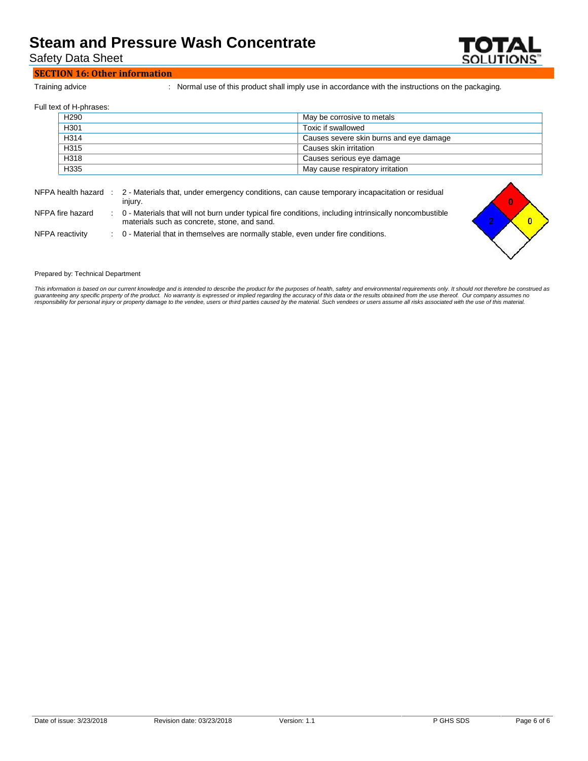## SECTION 16: Other information

Training advice : Normal use of this product shall imply use in accordance with the instructions on the packaging.

Full text of H-phrases:

| | |
|---|---|
| H290 | May be corrosive to metals |
| H301 | Toxic if swallowed |
| H314 | Causes severe skin burns and eye damage |
| H315 | Causes skin irritation |
| H318 | Causes serious eye damage |
| H335 | May cause respiratory irritation |

NFPA health hazard : 2 - Materials that, under emergency conditions, can cause temporary incapacitation or residual injury.

NFPA fire hazard : 0 - Materials that will not burn under typical fire conditions, including intrinsically noncombustible materials such as concrete, stone, and sand.

NFPA reactivity : 0 - Material that in themselves are normally stable, even under fire conditions.

0

2

0

Prepared by: Technical Department

*This information is based on our current knowledge and is intended to describe the product for the purposes of health, safety and environmental requirements only. It should not therefore be construed as guaranteeing any specific property of the product. No warranty is expressed or implied regarding the accuracy of this data or the results obtained from the use thereof. Our company assumes no responsibility for personal injury or property damage to the vendee, users or third parties caused by the material. Such vendees or users assume all risks associated with the use of this material.*